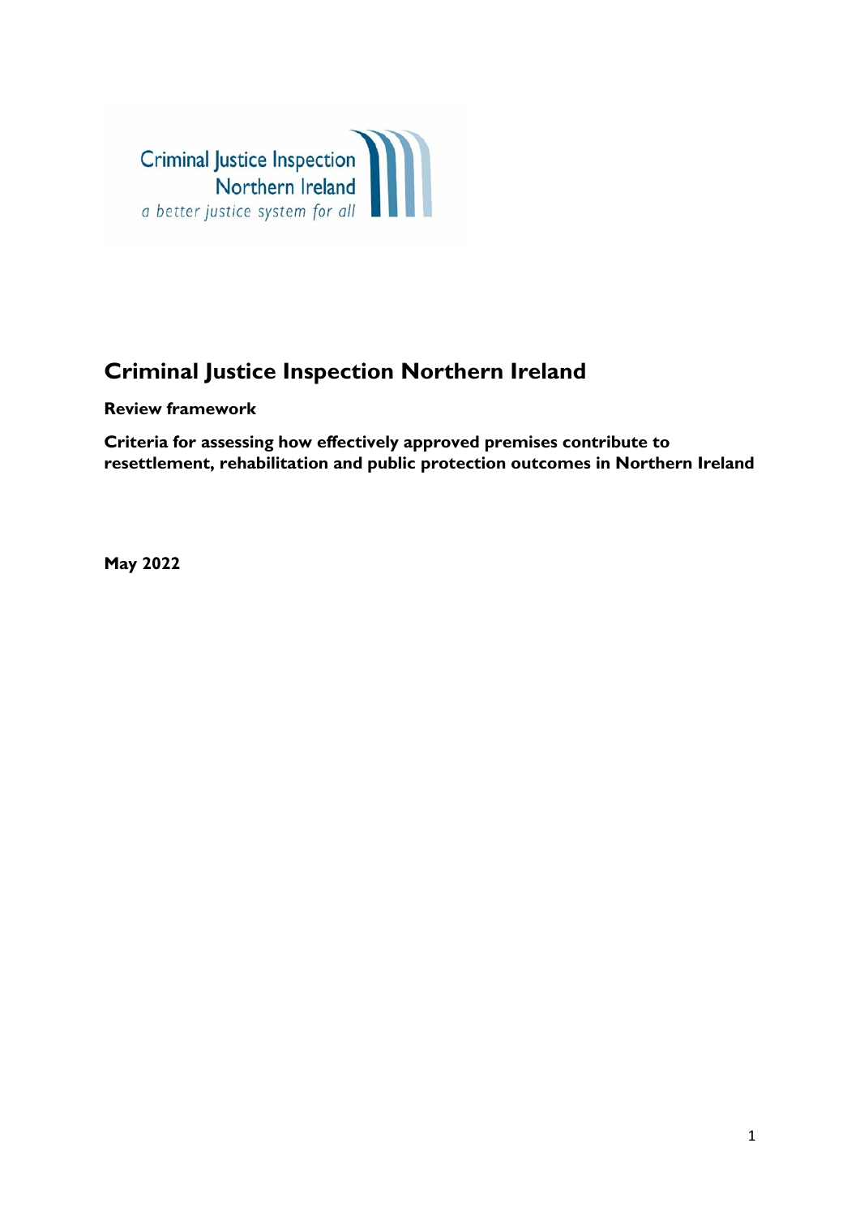Criminal Justice Inspection
Northern Ireland
a better justice system for all

# Criminal Justice Inspection Northern Ireland

**Review framework**

**Criteria for assessing how effectively approved premises contribute to resettlement, rehabilitation and public protection outcomes in Northern Ireland**

**May 2022**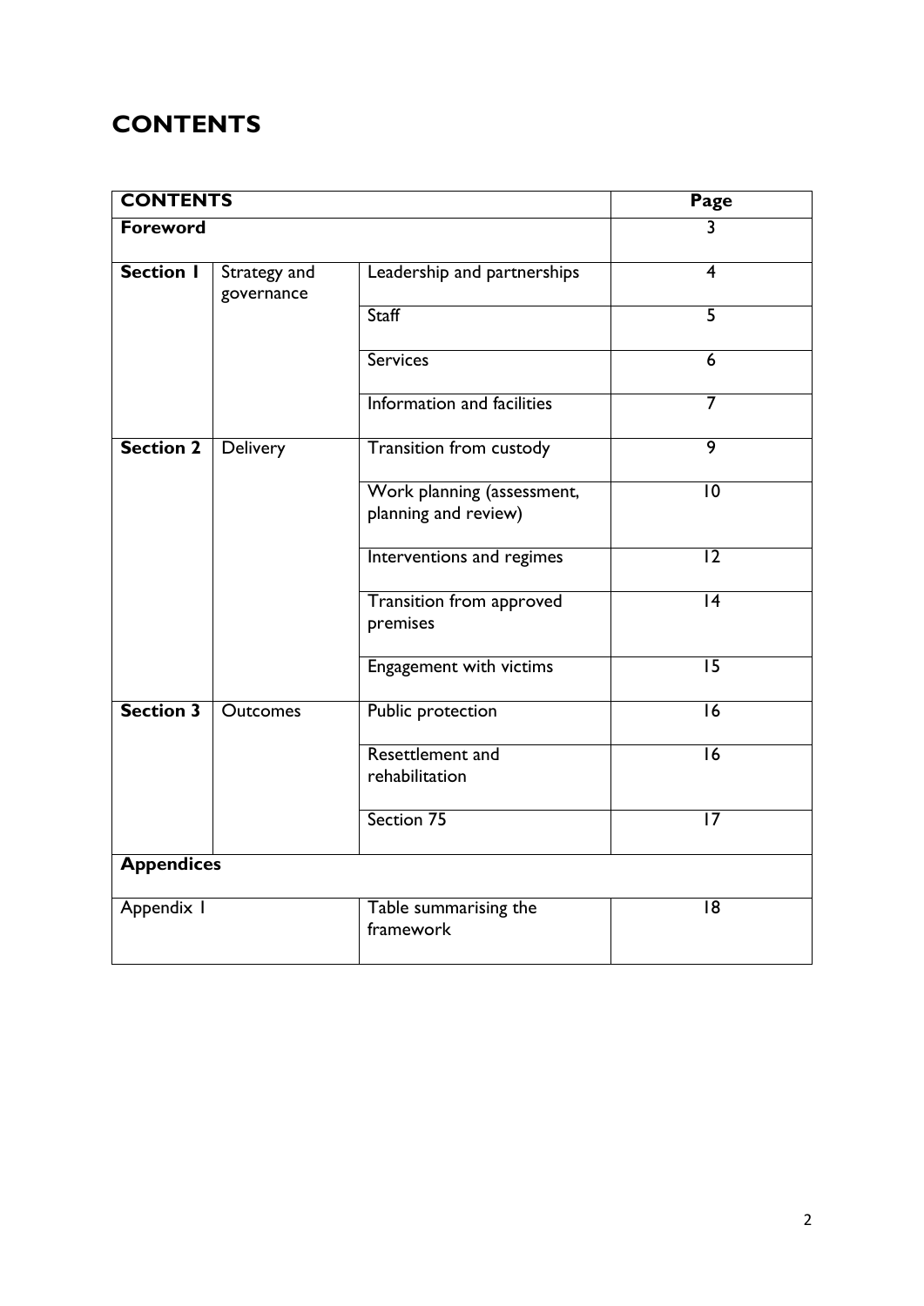# CONTENTS

| CONTENTS | | | Page |
|---|---|---|---|
| **Foreword** | | | 3 |
| **Section 1** | Strategy and governance | Leadership and partnerships | 4 |
| | | Staff | 5 |
| | | Services | 6 |
| | | Information and facilities | 7 |
| **Section 2** | Delivery | Transition from custody | 9 |
| | | Work planning (assessment, planning and review) | 10 |
| | | Interventions and regimes | 12 |
| | | Transition from approved premises | 14 |
| | | Engagement with victims | 15 |
| **Section 3** | Outcomes | Public protection | 16 |
| | | Resettlement and rehabilitation | 16 |
| | | Section 75 | 17 |
| **Appendices** | | | |
| Appendix 1 | | Table summarising the framework | 18 |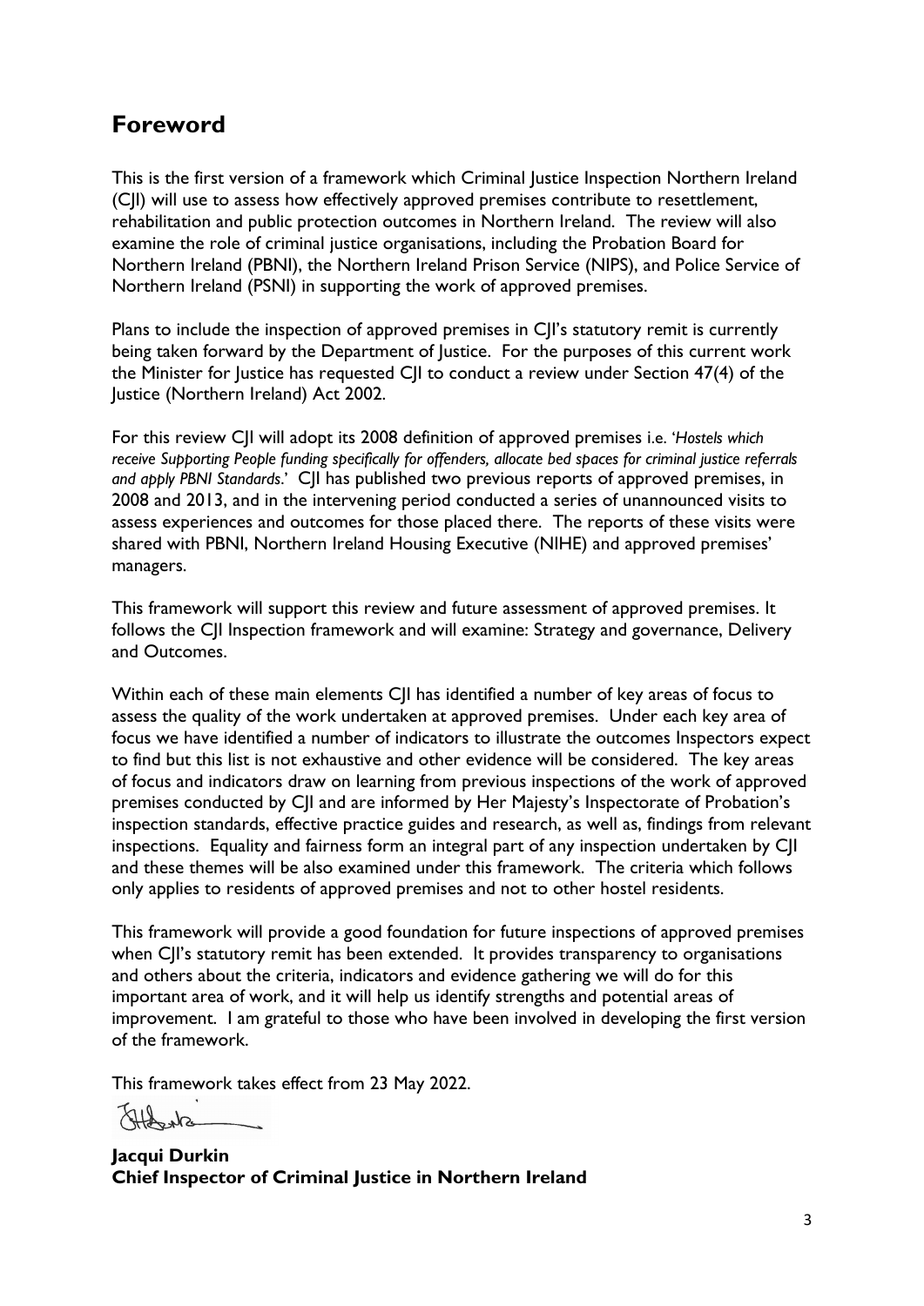## Foreword

This is the first version of a framework which Criminal Justice Inspection Northern Ireland (CJI) will use to assess how effectively approved premises contribute to resettlement, rehabilitation and public protection outcomes in Northern Ireland. The review will also examine the role of criminal justice organisations, including the Probation Board for Northern Ireland (PBNI), the Northern Ireland Prison Service (NIPS), and Police Service of Northern Ireland (PSNI) in supporting the work of approved premises.

Plans to include the inspection of approved premises in CJI's statutory remit is currently being taken forward by the Department of Justice. For the purposes of this current work the Minister for Justice has requested CJI to conduct a review under Section 47(4) of the Justice (Northern Ireland) Act 2002.

For this review CJI will adopt its 2008 definition of approved premises i.e. '*Hostels which receive Supporting People funding specifically for offenders, allocate bed spaces for criminal justice referrals and apply PBNI Standards*.' CJI has published two previous reports of approved premises, in 2008 and 2013, and in the intervening period conducted a series of unannounced visits to assess experiences and outcomes for those placed there. The reports of these visits were shared with PBNI, Northern Ireland Housing Executive (NIHE) and approved premises' managers.

This framework will support this review and future assessment of approved premises. It follows the CJI Inspection framework and will examine: Strategy and governance, Delivery and Outcomes.

Within each of these main elements CJI has identified a number of key areas of focus to assess the quality of the work undertaken at approved premises. Under each key area of focus we have identified a number of indicators to illustrate the outcomes Inspectors expect to find but this list is not exhaustive and other evidence will be considered. The key areas of focus and indicators draw on learning from previous inspections of the work of approved premises conducted by CJI and are informed by Her Majesty's Inspectorate of Probation's inspection standards, effective practice guides and research, as well as, findings from relevant inspections. Equality and fairness form an integral part of any inspection undertaken by CJI and these themes will be also examined under this framework. The criteria which follows only applies to residents of approved premises and not to other hostel residents.

This framework will provide a good foundation for future inspections of approved premises when CJI's statutory remit has been extended. It provides transparency to organisations and others about the criteria, indicators and evidence gathering we will do for this important area of work, and it will help us identify strengths and potential areas of improvement. I am grateful to those who have been involved in developing the first version of the framework.

This framework takes effect from 23 May 2022.

**Jacqui Durkin**
**Chief Inspector of Criminal Justice in Northern Ireland**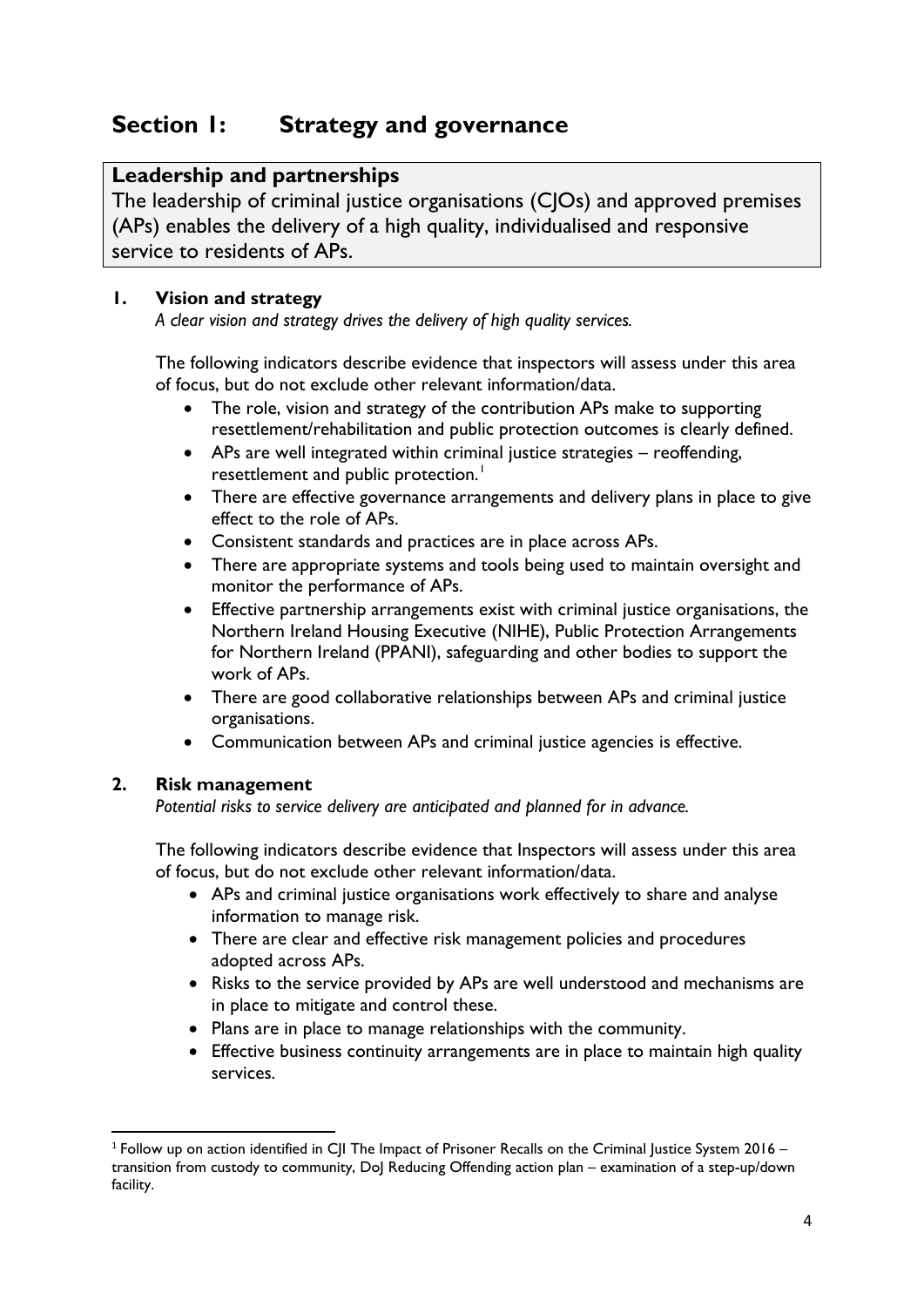# Section 1: Strategy and governance

## Leadership and partnerships

The leadership of criminal justice organisations (CJOs) and approved premises (APs) enables the delivery of a high quality, individualised and responsive service to residents of APs.

### 1. Vision and strategy

*A clear vision and strategy drives the delivery of high quality services.*

The following indicators describe evidence that inspectors will assess under this area of focus, but do not exclude other relevant information/data.

- The role, vision and strategy of the contribution APs make to supporting resettlement/rehabilitation and public protection outcomes is clearly defined.
- APs are well integrated within criminal justice strategies – reoffending, resettlement and public protection.[1]
- There are effective governance arrangements and delivery plans in place to give effect to the role of APs.
- Consistent standards and practices are in place across APs.
- There are appropriate systems and tools being used to maintain oversight and monitor the performance of APs.
- Effective partnership arrangements exist with criminal justice organisations, the Northern Ireland Housing Executive (NIHE), Public Protection Arrangements for Northern Ireland (PPANI), safeguarding and other bodies to support the work of APs.
- There are good collaborative relationships between APs and criminal justice organisations.
- Communication between APs and criminal justice agencies is effective.

### 2. Risk management

*Potential risks to service delivery are anticipated and planned for in advance.*

The following indicators describe evidence that Inspectors will assess under this area of focus, but do not exclude other relevant information/data.

- APs and criminal justice organisations work effectively to share and analyse information to manage risk.
- There are clear and effective risk management policies and procedures adopted across APs.
- Risks to the service provided by APs are well understood and mechanisms are in place to mitigate and control these.
- Plans are in place to manage relationships with the community.
- Effective business continuity arrangements are in place to maintain high quality services.

[1] Follow up on action identified in CJI The Impact of Prisoner Recalls on the Criminal Justice System 2016 – transition from custody to community, DoJ Reducing Offending action plan – examination of a step-up/down facility.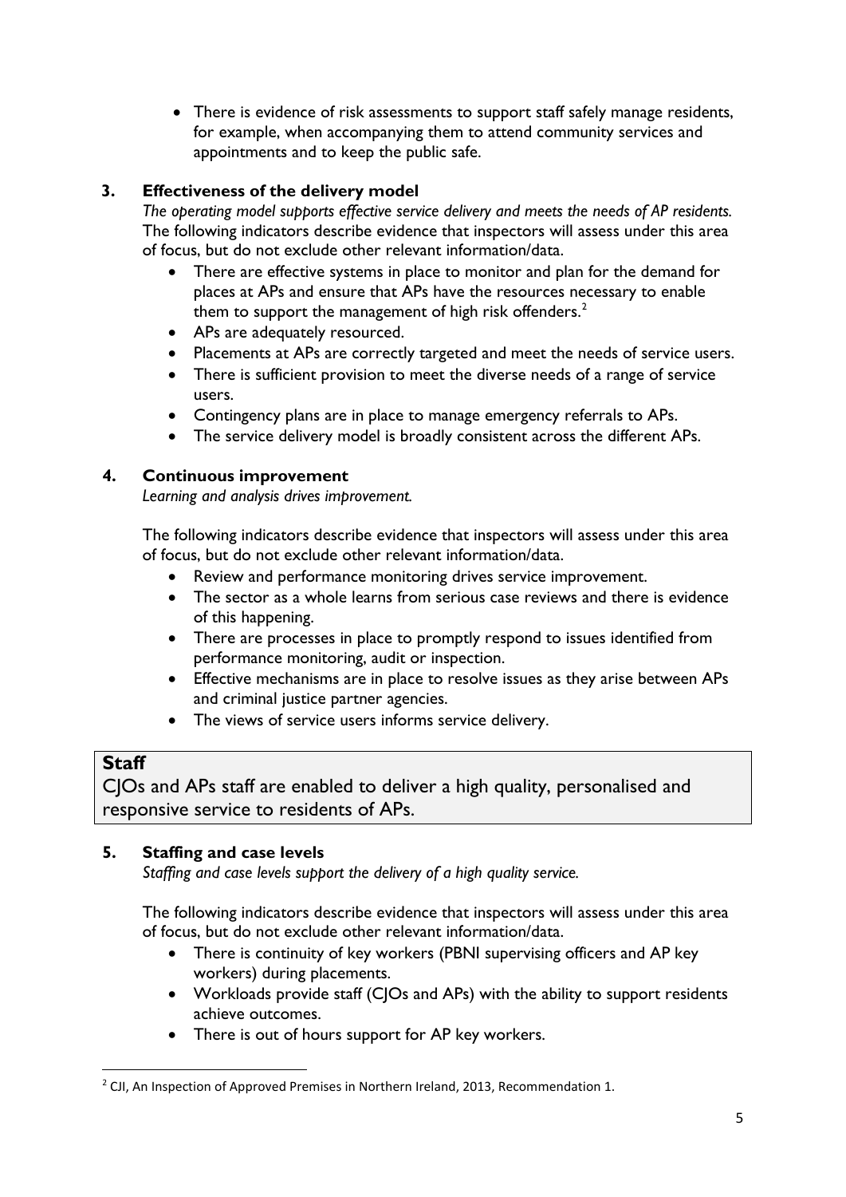- There is evidence of risk assessments to support staff safely manage residents, for example, when accompanying them to attend community services and appointments and to keep the public safe.

### 3. Effectiveness of the delivery model

*The operating model supports effective service delivery and meets the needs of AP residents.* The following indicators describe evidence that inspectors will assess under this area of focus, but do not exclude other relevant information/data.

- There are effective systems in place to monitor and plan for the demand for places at APs and ensure that APs have the resources necessary to enable them to support the management of high risk offenders.[2]
- APs are adequately resourced.
- Placements at APs are correctly targeted and meet the needs of service users.
- There is sufficient provision to meet the diverse needs of a range of service users.
- Contingency plans are in place to manage emergency referrals to APs.
- The service delivery model is broadly consistent across the different APs.

### 4. Continuous improvement

*Learning and analysis drives improvement.*

The following indicators describe evidence that inspectors will assess under this area of focus, but do not exclude other relevant information/data.

- Review and performance monitoring drives service improvement.
- The sector as a whole learns from serious case reviews and there is evidence of this happening.
- There are processes in place to promptly respond to issues identified from performance monitoring, audit or inspection.
- Effective mechanisms are in place to resolve issues as they arise between APs and criminal justice partner agencies.
- The views of service users informs service delivery.

## Staff

CJOs and APs staff are enabled to deliver a high quality, personalised and responsive service to residents of APs.

### 5. Staffing and case levels

*Staffing and case levels support the delivery of a high quality service.*

The following indicators describe evidence that inspectors will assess under this area of focus, but do not exclude other relevant information/data.

- There is continuity of key workers (PBNI supervising officers and AP key workers) during placements.
- Workloads provide staff (CJOs and APs) with the ability to support residents achieve outcomes.
- There is out of hours support for AP key workers.

---

[2] CJI, An Inspection of Approved Premises in Northern Ireland, 2013, Recommendation 1.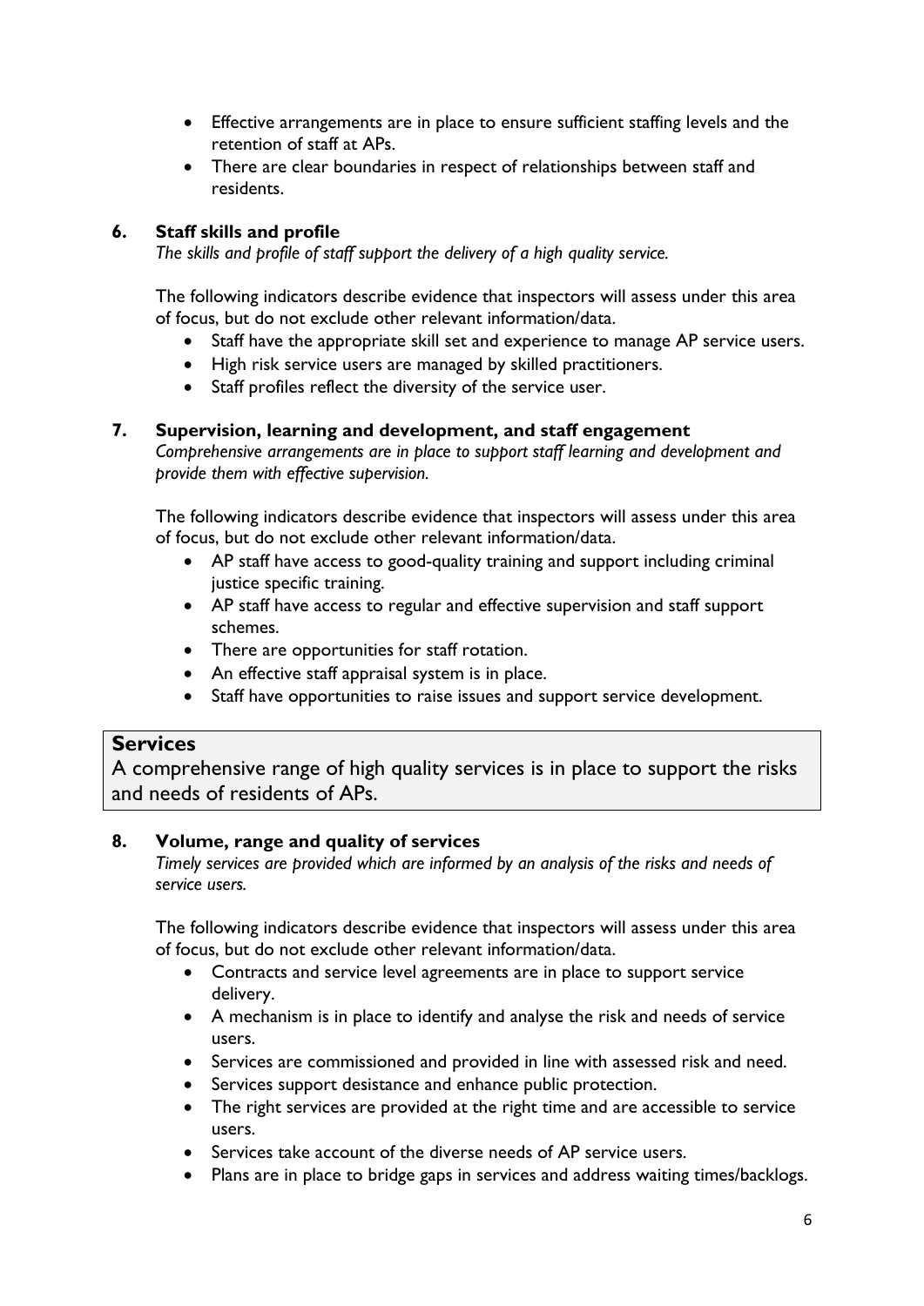- Effective arrangements are in place to ensure sufficient staffing levels and the retention of staff at APs.
- There are clear boundaries in respect of relationships between staff and residents.

### 6. Staff skills and profile

*The skills and profile of staff support the delivery of a high quality service.*

The following indicators describe evidence that inspectors will assess under this area of focus, but do not exclude other relevant information/data.

- Staff have the appropriate skill set and experience to manage AP service users.
- High risk service users are managed by skilled practitioners.
- Staff profiles reflect the diversity of the service user.

### 7. Supervision, learning and development, and staff engagement

*Comprehensive arrangements are in place to support staff learning and development and provide them with effective supervision.*

The following indicators describe evidence that inspectors will assess under this area of focus, but do not exclude other relevant information/data.

- AP staff have access to good-quality training and support including criminal justice specific training.
- AP staff have access to regular and effective supervision and staff support schemes.
- There are opportunities for staff rotation.
- An effective staff appraisal system is in place.
- Staff have opportunities to raise issues and support service development.

## Services

A comprehensive range of high quality services is in place to support the risks and needs of residents of APs.

### 8. Volume, range and quality of services

*Timely services are provided which are informed by an analysis of the risks and needs of service users.*

The following indicators describe evidence that inspectors will assess under this area of focus, but do not exclude other relevant information/data.

- Contracts and service level agreements are in place to support service delivery.
- A mechanism is in place to identify and analyse the risk and needs of service users.
- Services are commissioned and provided in line with assessed risk and need.
- Services support desistance and enhance public protection.
- The right services are provided at the right time and are accessible to service users.
- Services take account of the diverse needs of AP service users.
- Plans are in place to bridge gaps in services and address waiting times/backlogs.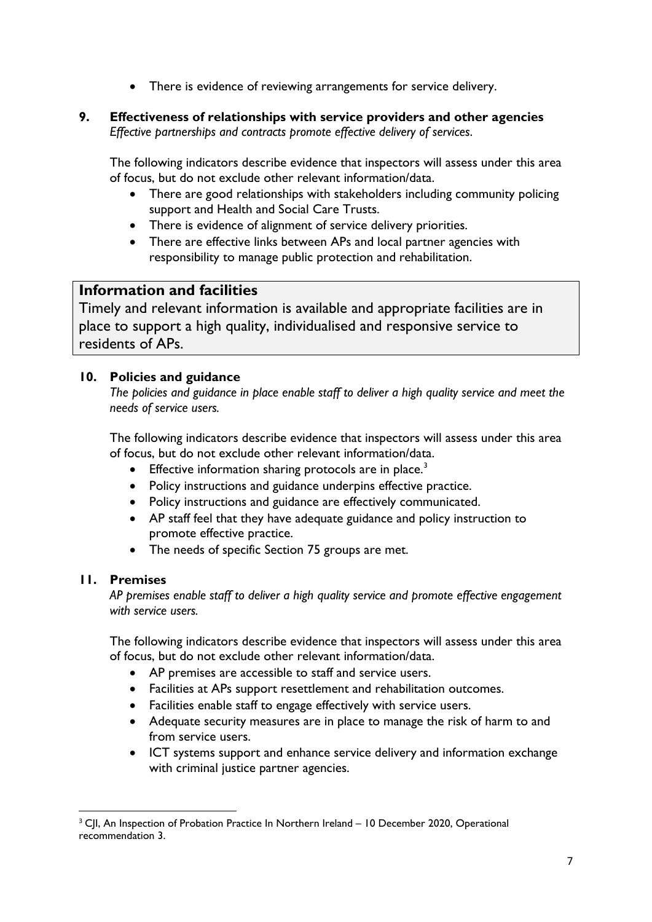- There is evidence of reviewing arrangements for service delivery.

### 9. Effectiveness of relationships with service providers and other agencies

*Effective partnerships and contracts promote effective delivery of services.*

The following indicators describe evidence that inspectors will assess under this area of focus, but do not exclude other relevant information/data.

- There are good relationships with stakeholders including community policing support and Health and Social Care Trusts.
- There is evidence of alignment of service delivery priorities.
- There are effective links between APs and local partner agencies with responsibility to manage public protection and rehabilitation.

## Information and facilities

Timely and relevant information is available and appropriate facilities are in place to support a high quality, individualised and responsive service to residents of APs.

### 10. Policies and guidance

*The policies and guidance in place enable staff to deliver a high quality service and meet the needs of service users.*

The following indicators describe evidence that inspectors will assess under this area of focus, but do not exclude other relevant information/data.

- Effective information sharing protocols are in place.[3]
- Policy instructions and guidance underpins effective practice.
- Policy instructions and guidance are effectively communicated.
- AP staff feel that they have adequate guidance and policy instruction to promote effective practice.
- The needs of specific Section 75 groups are met.

### 11. Premises

*AP premises enable staff to deliver a high quality service and promote effective engagement with service users.*

The following indicators describe evidence that inspectors will assess under this area of focus, but do not exclude other relevant information/data.

- AP premises are accessible to staff and service users.
- Facilities at APs support resettlement and rehabilitation outcomes.
- Facilities enable staff to engage effectively with service users.
- Adequate security measures are in place to manage the risk of harm to and from service users.
- ICT systems support and enhance service delivery and information exchange with criminal justice partner agencies.

---

[3] CJI, An Inspection of Probation Practice In Northern Ireland – 10 December 2020, Operational recommendation 3.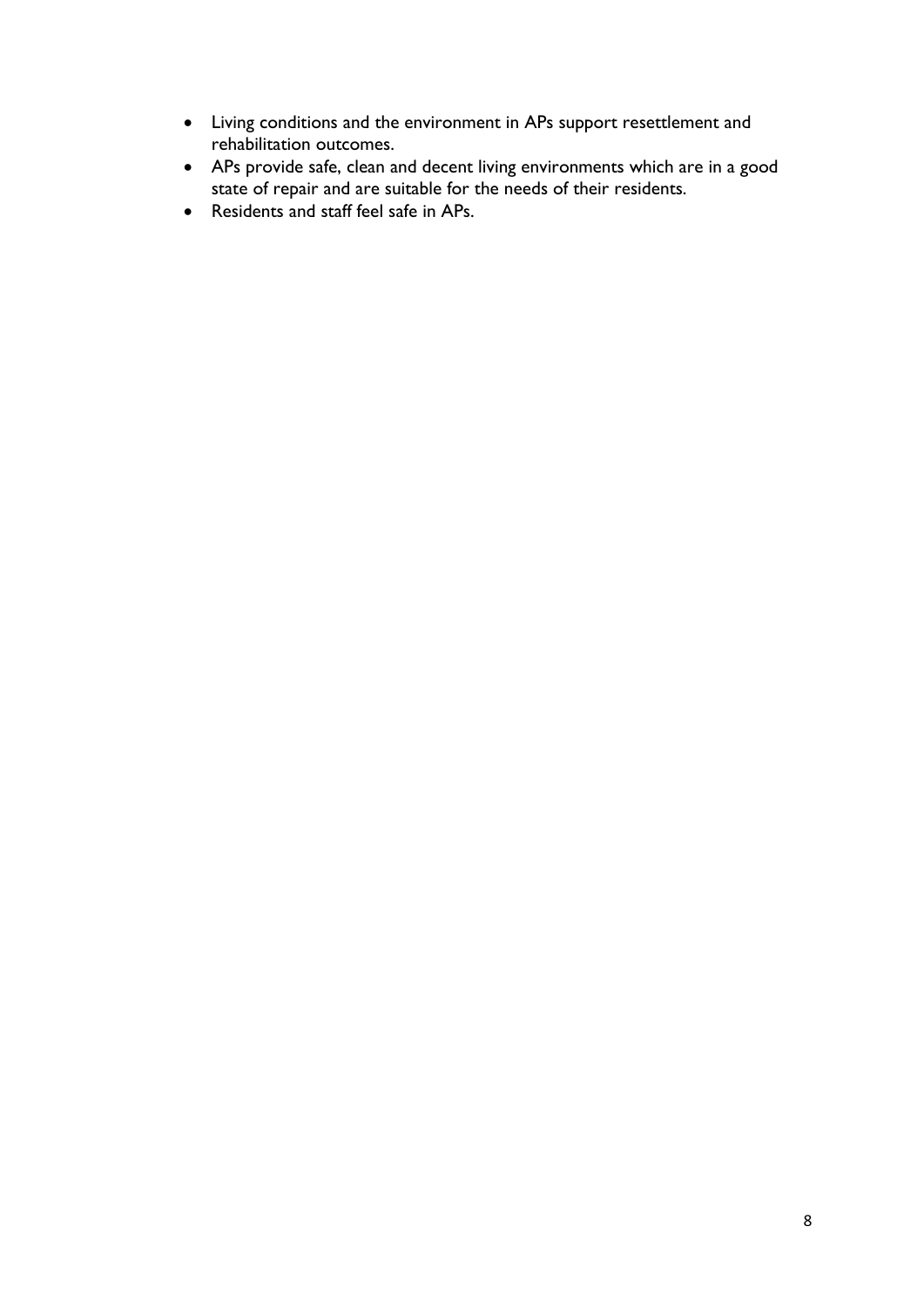- Living conditions and the environment in APs support resettlement and rehabilitation outcomes.
- APs provide safe, clean and decent living environments which are in a good state of repair and are suitable for the needs of their residents.
- Residents and staff feel safe in APs.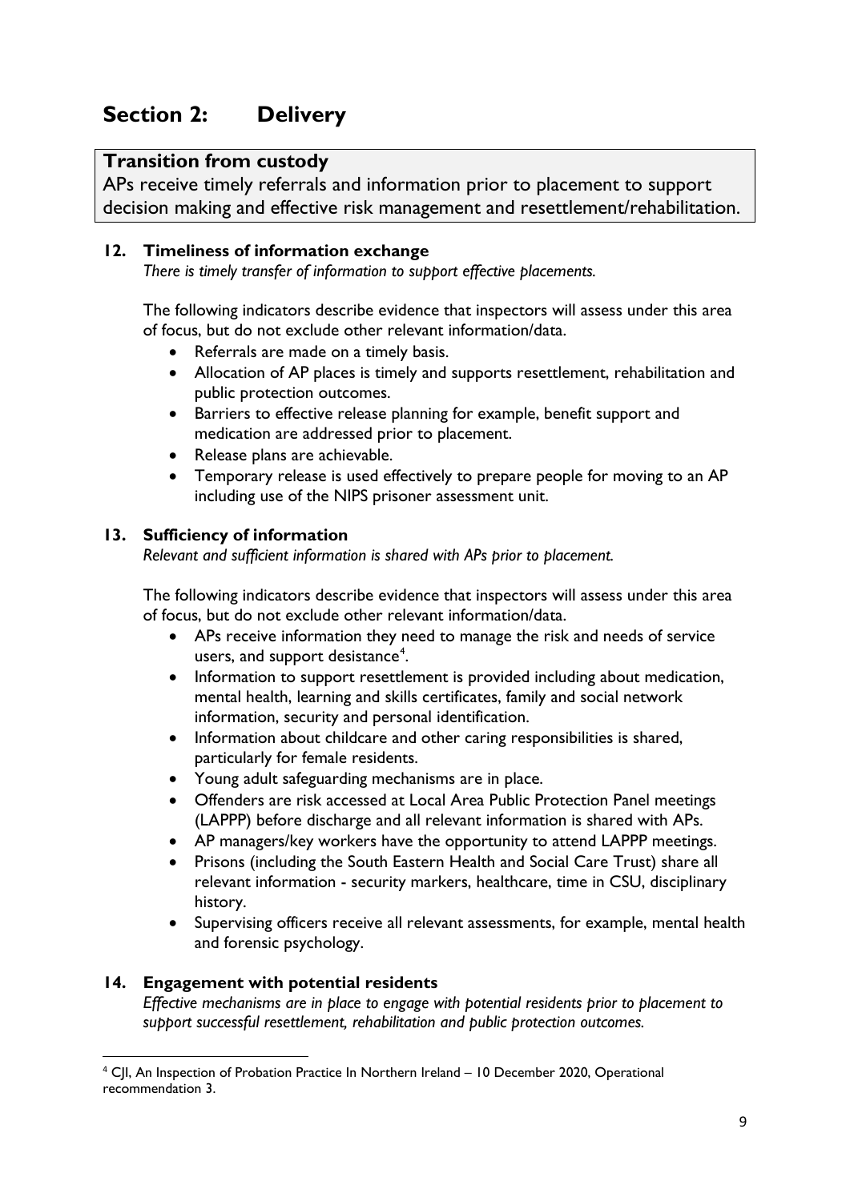# Section 2: Delivery

## Transition from custody

APs receive timely referrals and information prior to placement to support decision making and effective risk management and resettlement/rehabilitation.

### 12. Timeliness of information exchange

*There is timely transfer of information to support effective placements.*

The following indicators describe evidence that inspectors will assess under this area of focus, but do not exclude other relevant information/data.

- Referrals are made on a timely basis.
- Allocation of AP places is timely and supports resettlement, rehabilitation and public protection outcomes.
- Barriers to effective release planning for example, benefit support and medication are addressed prior to placement.
- Release plans are achievable.
- Temporary release is used effectively to prepare people for moving to an AP including use of the NIPS prisoner assessment unit.

### 13. Sufficiency of information

*Relevant and sufficient information is shared with APs prior to placement.*

The following indicators describe evidence that inspectors will assess under this area of focus, but do not exclude other relevant information/data.

- APs receive information they need to manage the risk and needs of service users, and support desistance[4].
- Information to support resettlement is provided including about medication, mental health, learning and skills certificates, family and social network information, security and personal identification.
- Information about childcare and other caring responsibilities is shared, particularly for female residents.
- Young adult safeguarding mechanisms are in place.
- Offenders are risk accessed at Local Area Public Protection Panel meetings (LAPPP) before discharge and all relevant information is shared with APs.
- AP managers/key workers have the opportunity to attend LAPPP meetings.
- Prisons (including the South Eastern Health and Social Care Trust) share all relevant information - security markers, healthcare, time in CSU, disciplinary history.
- Supervising officers receive all relevant assessments, for example, mental health and forensic psychology.

### 14. Engagement with potential residents

*Effective mechanisms are in place to engage with potential residents prior to placement to support successful resettlement, rehabilitation and public protection outcomes.*

[4] CJI, An Inspection of Probation Practice In Northern Ireland – 10 December 2020, Operational recommendation 3.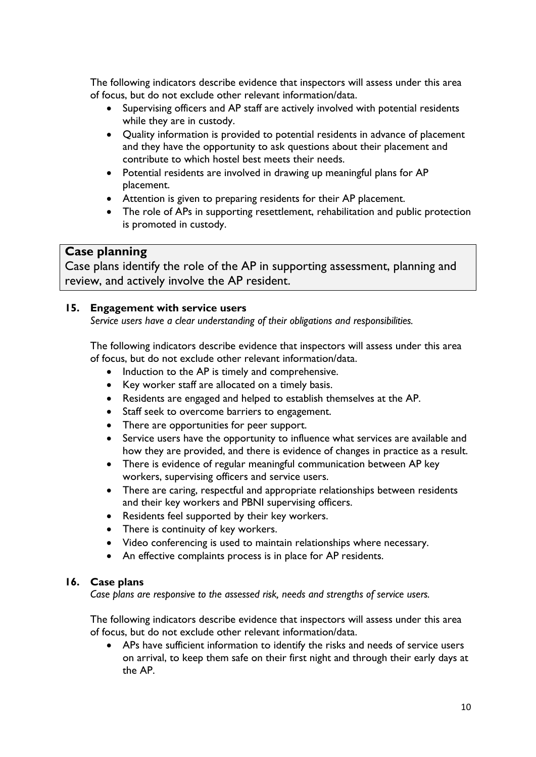The following indicators describe evidence that inspectors will assess under this area of focus, but do not exclude other relevant information/data.

- Supervising officers and AP staff are actively involved with potential residents while they are in custody.
- Quality information is provided to potential residents in advance of placement and they have the opportunity to ask questions about their placement and contribute to which hostel best meets their needs.
- Potential residents are involved in drawing up meaningful plans for AP placement.
- Attention is given to preparing residents for their AP placement.
- The role of APs in supporting resettlement, rehabilitation and public protection is promoted in custody.

## Case planning

Case plans identify the role of the AP in supporting assessment, planning and review, and actively involve the AP resident.

### 15. Engagement with service users

*Service users have a clear understanding of their obligations and responsibilities.*

The following indicators describe evidence that inspectors will assess under this area of focus, but do not exclude other relevant information/data.

- Induction to the AP is timely and comprehensive.
- Key worker staff are allocated on a timely basis.
- Residents are engaged and helped to establish themselves at the AP.
- Staff seek to overcome barriers to engagement.
- There are opportunities for peer support.
- Service users have the opportunity to influence what services are available and how they are provided, and there is evidence of changes in practice as a result.
- There is evidence of regular meaningful communication between AP key workers, supervising officers and service users.
- There are caring, respectful and appropriate relationships between residents and their key workers and PBNI supervising officers.
- Residents feel supported by their key workers.
- There is continuity of key workers.
- Video conferencing is used to maintain relationships where necessary.
- An effective complaints process is in place for AP residents.

### 16. Case plans

*Case plans are responsive to the assessed risk, needs and strengths of service users.*

The following indicators describe evidence that inspectors will assess under this area of focus, but do not exclude other relevant information/data.

- APs have sufficient information to identify the risks and needs of service users on arrival, to keep them safe on their first night and through their early days at the AP.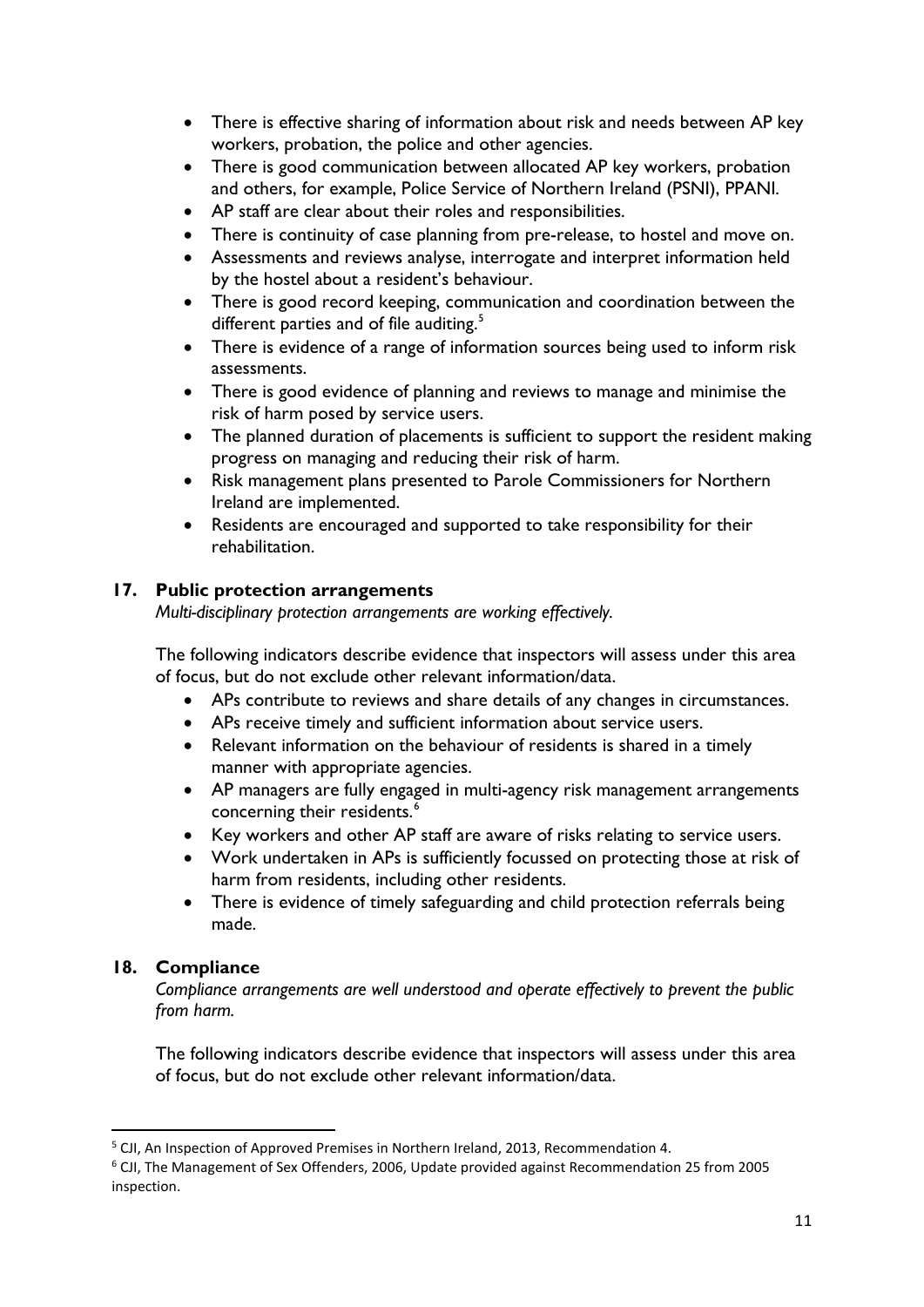- There is effective sharing of information about risk and needs between AP key workers, probation, the police and other agencies.
- There is good communication between allocated AP key workers, probation and others, for example, Police Service of Northern Ireland (PSNI), PPANI.
- AP staff are clear about their roles and responsibilities.
- There is continuity of case planning from pre-release, to hostel and move on.
- Assessments and reviews analyse, interrogate and interpret information held by the hostel about a resident's behaviour.
- There is good record keeping, communication and coordination between the different parties and of file auditing.[5]
- There is evidence of a range of information sources being used to inform risk assessments.
- There is good evidence of planning and reviews to manage and minimise the risk of harm posed by service users.
- The planned duration of placements is sufficient to support the resident making progress on managing and reducing their risk of harm.
- Risk management plans presented to Parole Commissioners for Northern Ireland are implemented.
- Residents are encouraged and supported to take responsibility for their rehabilitation.

### 17. Public protection arrangements

*Multi-disciplinary protection arrangements are working effectively.*

The following indicators describe evidence that inspectors will assess under this area of focus, but do not exclude other relevant information/data.

- APs contribute to reviews and share details of any changes in circumstances.
- APs receive timely and sufficient information about service users.
- Relevant information on the behaviour of residents is shared in a timely manner with appropriate agencies.
- AP managers are fully engaged in multi-agency risk management arrangements concerning their residents.[6]
- Key workers and other AP staff are aware of risks relating to service users.
- Work undertaken in APs is sufficiently focussed on protecting those at risk of harm from residents, including other residents.
- There is evidence of timely safeguarding and child protection referrals being made.

### 18. Compliance

*Compliance arrangements are well understood and operate effectively to prevent the public from harm.*

The following indicators describe evidence that inspectors will assess under this area of focus, but do not exclude other relevant information/data.

---

[5] CJI, An Inspection of Approved Premises in Northern Ireland, 2013, Recommendation 4.

[6] CJI, The Management of Sex Offenders, 2006, Update provided against Recommendation 25 from 2005 inspection.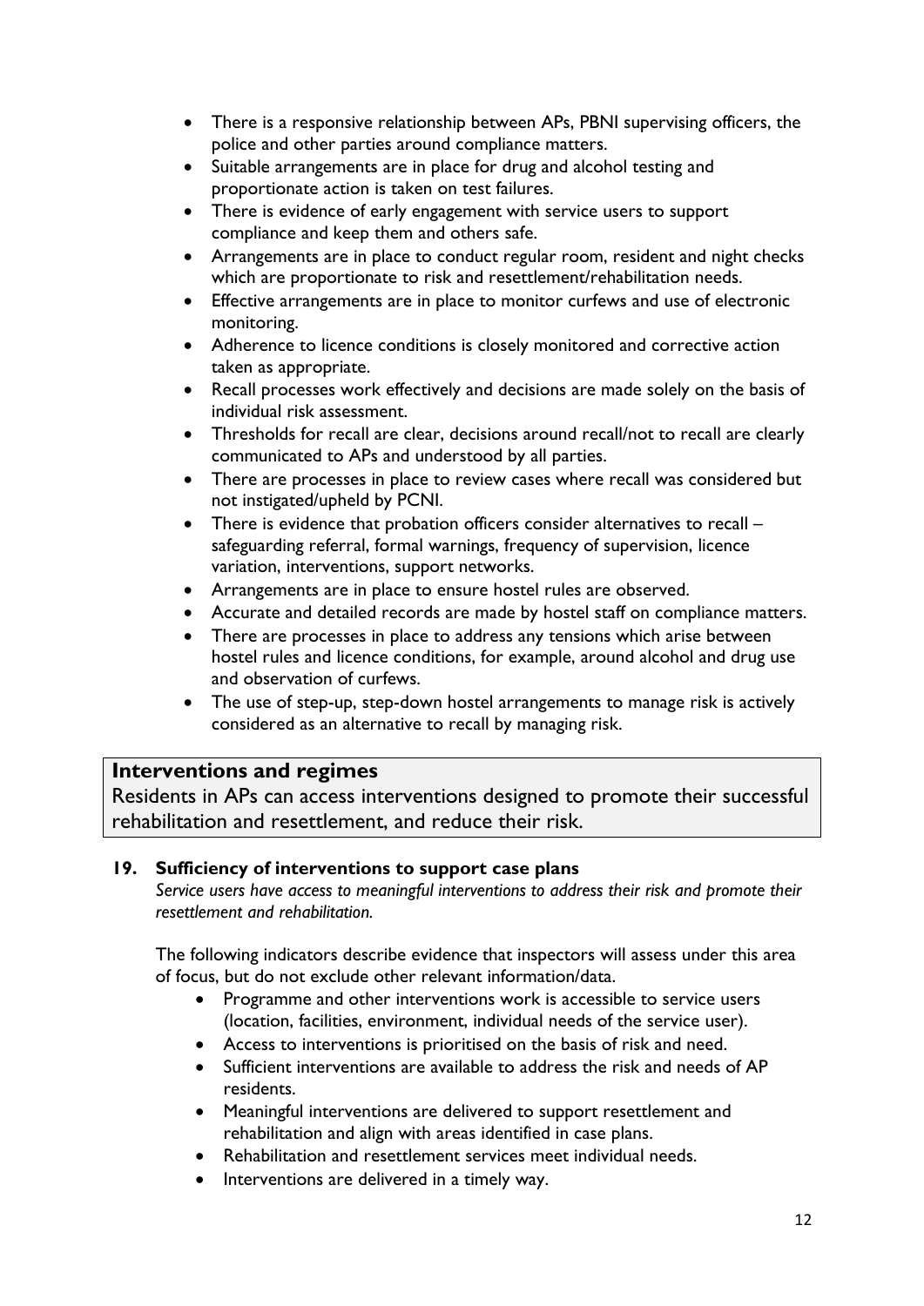- There is a responsive relationship between APs, PBNI supervising officers, the police and other parties around compliance matters.
- Suitable arrangements are in place for drug and alcohol testing and proportionate action is taken on test failures.
- There is evidence of early engagement with service users to support compliance and keep them and others safe.
- Arrangements are in place to conduct regular room, resident and night checks which are proportionate to risk and resettlement/rehabilitation needs.
- Effective arrangements are in place to monitor curfews and use of electronic monitoring.
- Adherence to licence conditions is closely monitored and corrective action taken as appropriate.
- Recall processes work effectively and decisions are made solely on the basis of individual risk assessment.
- Thresholds for recall are clear, decisions around recall/not to recall are clearly communicated to APs and understood by all parties.
- There are processes in place to review cases where recall was considered but not instigated/upheld by PCNI.
- There is evidence that probation officers consider alternatives to recall – safeguarding referral, formal warnings, frequency of supervision, licence variation, interventions, support networks.
- Arrangements are in place to ensure hostel rules are observed.
- Accurate and detailed records are made by hostel staff on compliance matters.
- There are processes in place to address any tensions which arise between hostel rules and licence conditions, for example, around alcohol and drug use and observation of curfews.
- The use of step-up, step-down hostel arrangements to manage risk is actively considered as an alternative to recall by managing risk.

## Interventions and regimes

Residents in APs can access interventions designed to promote their successful rehabilitation and resettlement, and reduce their risk.

### 19. Sufficiency of interventions to support case plans

*Service users have access to meaningful interventions to address their risk and promote their resettlement and rehabilitation.*

The following indicators describe evidence that inspectors will assess under this area of focus, but do not exclude other relevant information/data.

- Programme and other interventions work is accessible to service users (location, facilities, environment, individual needs of the service user).
- Access to interventions is prioritised on the basis of risk and need.
- Sufficient interventions are available to address the risk and needs of AP residents.
- Meaningful interventions are delivered to support resettlement and rehabilitation and align with areas identified in case plans.
- Rehabilitation and resettlement services meet individual needs.
- Interventions are delivered in a timely way.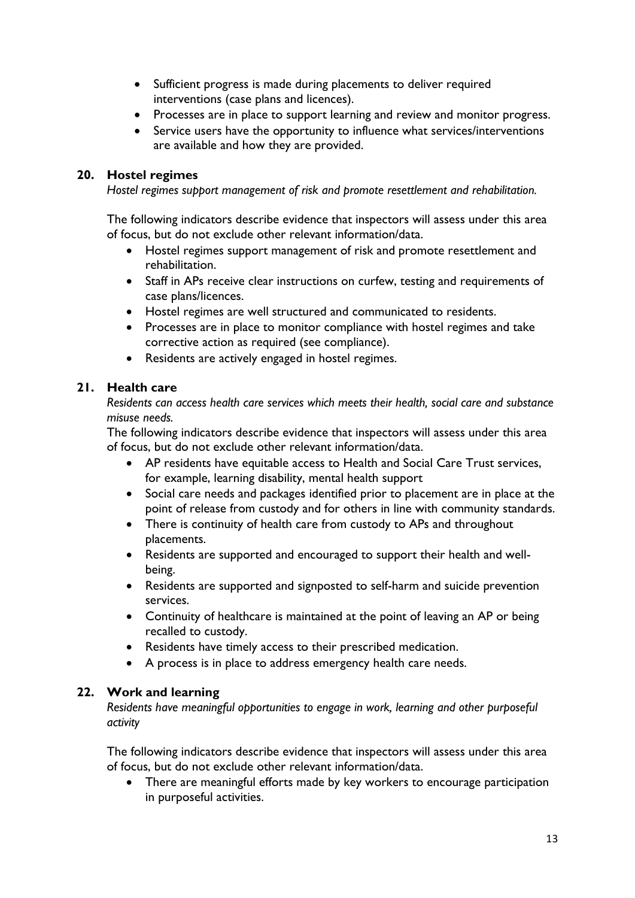- Sufficient progress is made during placements to deliver required interventions (case plans and licences).
- Processes are in place to support learning and review and monitor progress.
- Service users have the opportunity to influence what services/interventions are available and how they are provided.

## 20. Hostel regimes

*Hostel regimes support management of risk and promote resettlement and rehabilitation.*

The following indicators describe evidence that inspectors will assess under this area of focus, but do not exclude other relevant information/data.

- Hostel regimes support management of risk and promote resettlement and rehabilitation.
- Staff in APs receive clear instructions on curfew, testing and requirements of case plans/licences.
- Hostel regimes are well structured and communicated to residents.
- Processes are in place to monitor compliance with hostel regimes and take corrective action as required (see compliance).
- Residents are actively engaged in hostel regimes.

## 21. Health care

*Residents can access health care services which meets their health, social care and substance misuse needs.*

The following indicators describe evidence that inspectors will assess under this area of focus, but do not exclude other relevant information/data.

- AP residents have equitable access to Health and Social Care Trust services, for example, learning disability, mental health support
- Social care needs and packages identified prior to placement are in place at the point of release from custody and for others in line with community standards.
- There is continuity of health care from custody to APs and throughout placements.
- Residents are supported and encouraged to support their health and well-being.
- Residents are supported and signposted to self-harm and suicide prevention services.
- Continuity of healthcare is maintained at the point of leaving an AP or being recalled to custody.
- Residents have timely access to their prescribed medication.
- A process is in place to address emergency health care needs.

## 22. Work and learning

*Residents have meaningful opportunities to engage in work, learning and other purposeful activity*

The following indicators describe evidence that inspectors will assess under this area of focus, but do not exclude other relevant information/data.

- There are meaningful efforts made by key workers to encourage participation in purposeful activities.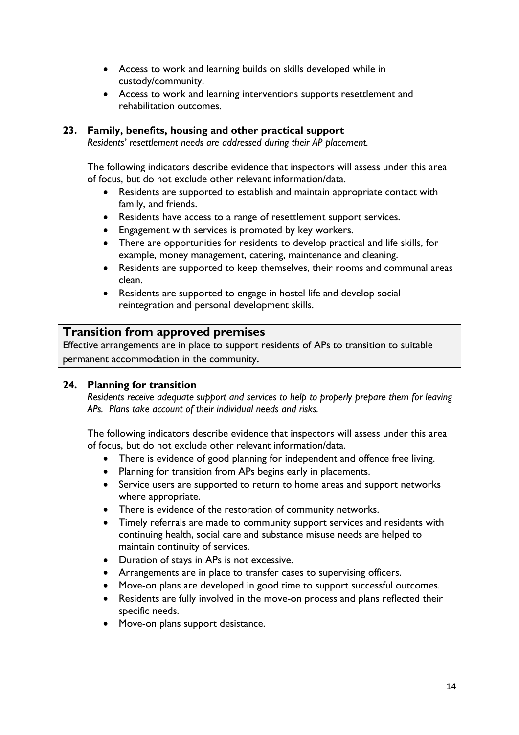- Access to work and learning builds on skills developed while in custody/community.
- Access to work and learning interventions supports resettlement and rehabilitation outcomes.

### 23. Family, benefits, housing and other practical support

*Residents' resettlement needs are addressed during their AP placement.*

The following indicators describe evidence that inspectors will assess under this area of focus, but do not exclude other relevant information/data.

- Residents are supported to establish and maintain appropriate contact with family, and friends.
- Residents have access to a range of resettlement support services.
- Engagement with services is promoted by key workers.
- There are opportunities for residents to develop practical and life skills, for example, money management, catering, maintenance and cleaning.
- Residents are supported to keep themselves, their rooms and communal areas clean.
- Residents are supported to engage in hostel life and develop social reintegration and personal development skills.

## Transition from approved premises

Effective arrangements are in place to support residents of APs to transition to suitable permanent accommodation in the community.

### 24. Planning for transition

*Residents receive adequate support and services to help to properly prepare them for leaving APs. Plans take account of their individual needs and risks.*

The following indicators describe evidence that inspectors will assess under this area of focus, but do not exclude other relevant information/data.

- There is evidence of good planning for independent and offence free living.
- Planning for transition from APs begins early in placements.
- Service users are supported to return to home areas and support networks where appropriate.
- There is evidence of the restoration of community networks.
- Timely referrals are made to community support services and residents with continuing health, social care and substance misuse needs are helped to maintain continuity of services.
- Duration of stays in APs is not excessive.
- Arrangements are in place to transfer cases to supervising officers.
- Move-on plans are developed in good time to support successful outcomes.
- Residents are fully involved in the move-on process and plans reflected their specific needs.
- Move-on plans support desistance.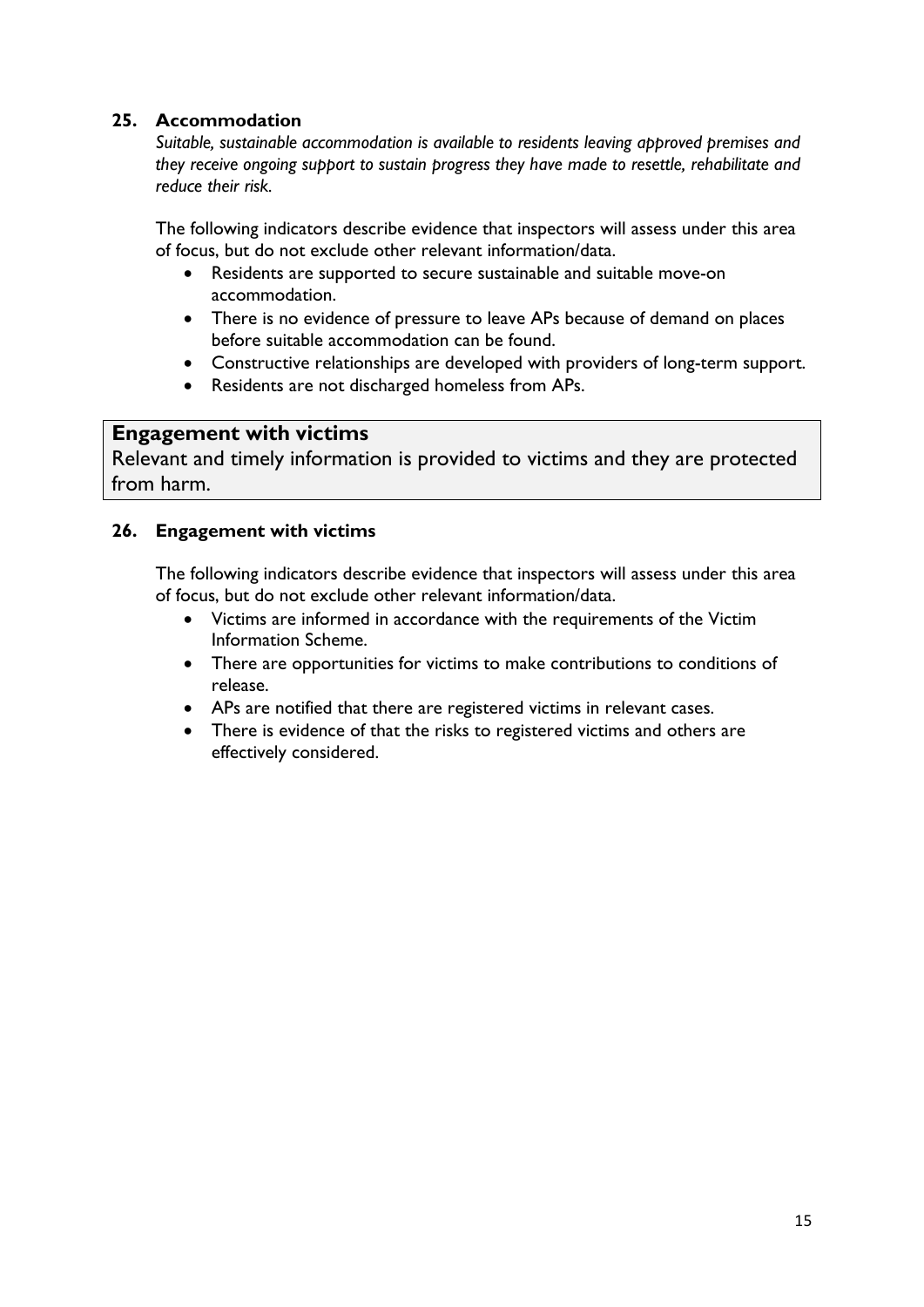### 25. Accommodation

*Suitable, sustainable accommodation is available to residents leaving approved premises and they receive ongoing support to sustain progress they have made to resettle, rehabilitate and reduce their risk.*

The following indicators describe evidence that inspectors will assess under this area of focus, but do not exclude other relevant information/data.

- Residents are supported to secure sustainable and suitable move-on accommodation.
- There is no evidence of pressure to leave APs because of demand on places before suitable accommodation can be found.
- Constructive relationships are developed with providers of long-term support.
- Residents are not discharged homeless from APs.

## Engagement with victims

Relevant and timely information is provided to victims and they are protected from harm.

### 26. Engagement with victims

The following indicators describe evidence that inspectors will assess under this area of focus, but do not exclude other relevant information/data.

- Victims are informed in accordance with the requirements of the Victim Information Scheme.
- There are opportunities for victims to make contributions to conditions of release.
- APs are notified that there are registered victims in relevant cases.
- There is evidence of that the risks to registered victims and others are effectively considered.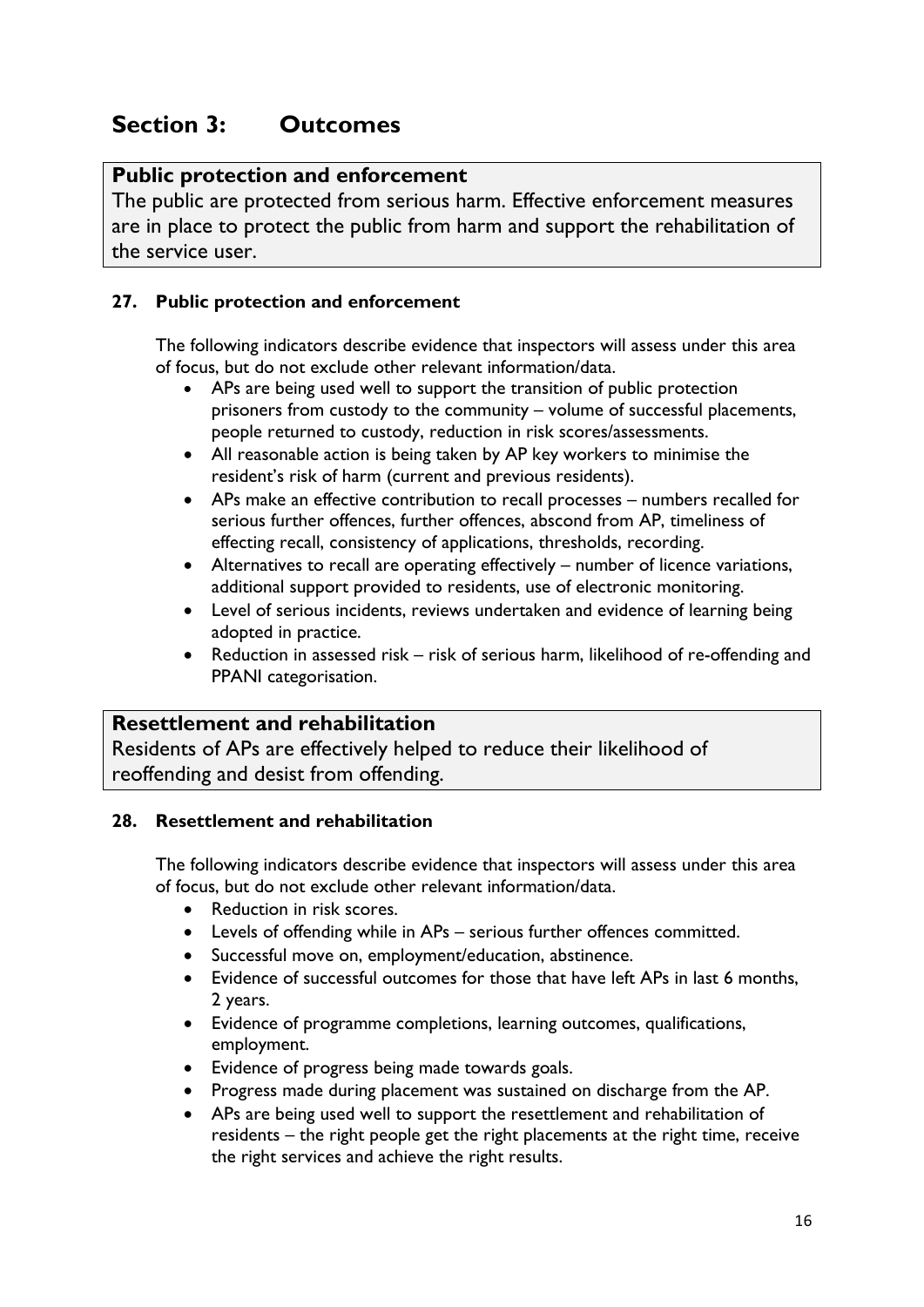# Section 3: Outcomes

**Public protection and enforcement**
The public are protected from serious harm. Effective enforcement measures are in place to protect the public from harm and support the rehabilitation of the service user.

### 27. Public protection and enforcement

The following indicators describe evidence that inspectors will assess under this area of focus, but do not exclude other relevant information/data.

- APs are being used well to support the transition of public protection prisoners from custody to the community – volume of successful placements, people returned to custody, reduction in risk scores/assessments.
- All reasonable action is being taken by AP key workers to minimise the resident's risk of harm (current and previous residents).
- APs make an effective contribution to recall processes – numbers recalled for serious further offences, further offences, abscond from AP, timeliness of effecting recall, consistency of applications, thresholds, recording.
- Alternatives to recall are operating effectively – number of licence variations, additional support provided to residents, use of electronic monitoring.
- Level of serious incidents, reviews undertaken and evidence of learning being adopted in practice.
- Reduction in assessed risk – risk of serious harm, likelihood of re-offending and PPANI categorisation.

**Resettlement and rehabilitation**
Residents of APs are effectively helped to reduce their likelihood of reoffending and desist from offending.

### 28. Resettlement and rehabilitation

The following indicators describe evidence that inspectors will assess under this area of focus, but do not exclude other relevant information/data.

- Reduction in risk scores.
- Levels of offending while in APs – serious further offences committed.
- Successful move on, employment/education, abstinence.
- Evidence of successful outcomes for those that have left APs in last 6 months, 2 years.
- Evidence of programme completions, learning outcomes, qualifications, employment.
- Evidence of progress being made towards goals.
- Progress made during placement was sustained on discharge from the AP.
- APs are being used well to support the resettlement and rehabilitation of residents – the right people get the right placements at the right time, receive the right services and achieve the right results.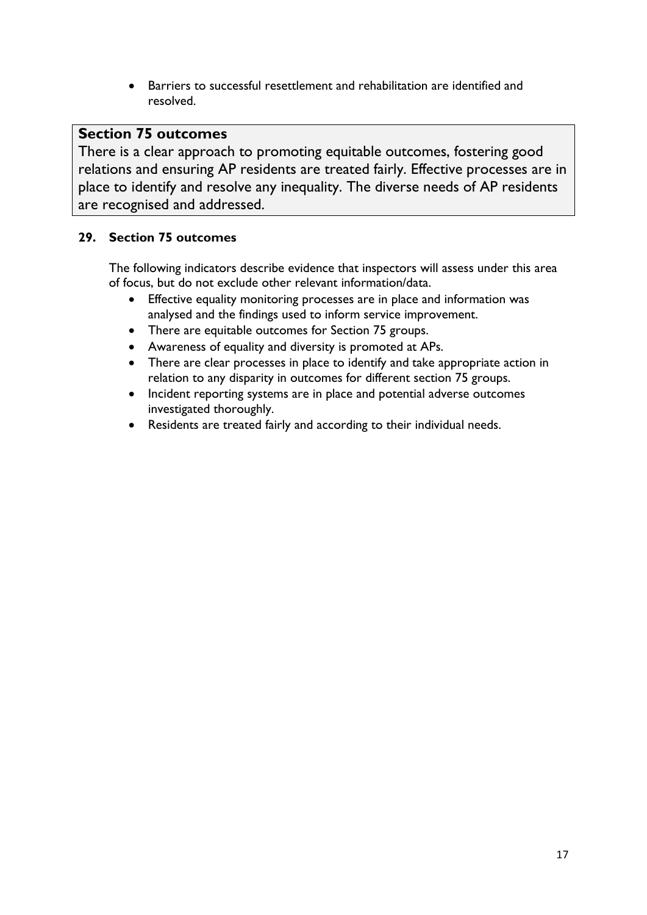- Barriers to successful resettlement and rehabilitation are identified and resolved.

## Section 75 outcomes

There is a clear approach to promoting equitable outcomes, fostering good relations and ensuring AP residents are treated fairly. Effective processes are in place to identify and resolve any inequality. The diverse needs of AP residents are recognised and addressed.

### 29. Section 75 outcomes

The following indicators describe evidence that inspectors will assess under this area of focus, but do not exclude other relevant information/data.

- Effective equality monitoring processes are in place and information was analysed and the findings used to inform service improvement.
- There are equitable outcomes for Section 75 groups.
- Awareness of equality and diversity is promoted at APs.
- There are clear processes in place to identify and take appropriate action in relation to any disparity in outcomes for different section 75 groups.
- Incident reporting systems are in place and potential adverse outcomes investigated thoroughly.
- Residents are treated fairly and according to their individual needs.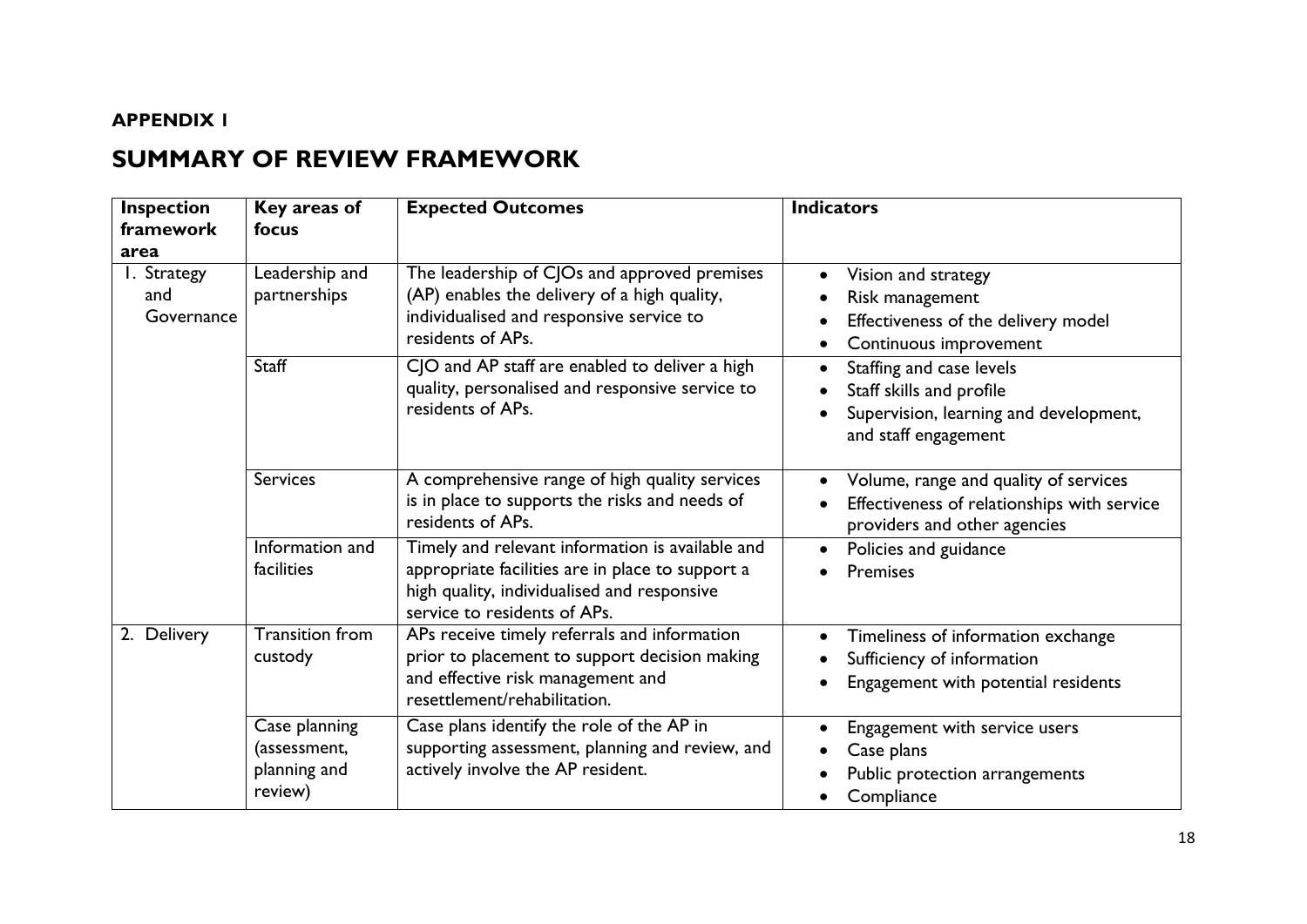**APPENDIX 1**

## SUMMARY OF REVIEW FRAMEWORK

| Inspection framework area | Key areas of focus | Expected Outcomes | Indicators |
|---|---|---|---|
| 1. Strategy and Governance | Leadership and partnerships | The leadership of CJOs and approved premises (AP) enables the delivery of a high quality, individualised and responsive service to residents of APs. | • Vision and strategy<br>• Risk management<br>• Effectiveness of the delivery model<br>• Continuous improvement |
| | Staff | CJO and AP staff are enabled to deliver a high quality, personalised and responsive service to residents of APs. | • Staffing and case levels<br>• Staff skills and profile<br>• Supervision, learning and development, and staff engagement |
| | Services | A comprehensive range of high quality services is in place to supports the risks and needs of residents of APs. | • Volume, range and quality of services<br>• Effectiveness of relationships with service providers and other agencies |
| | Information and facilities | Timely and relevant information is available and appropriate facilities are in place to support a high quality, individualised and responsive service to residents of APs. | • Policies and guidance<br>• Premises |
| 2. Delivery | Transition from custody | APs receive timely referrals and information prior to placement to support decision making and effective risk management and resettlement/rehabilitation. | • Timeliness of information exchange<br>• Sufficiency of information<br>• Engagement with potential residents |
| | Case planning (assessment, planning and review) | Case plans identify the role of the AP in supporting assessment, planning and review, and actively involve the AP resident. | • Engagement with service users<br>• Case plans<br>• Public protection arrangements<br>• Compliance |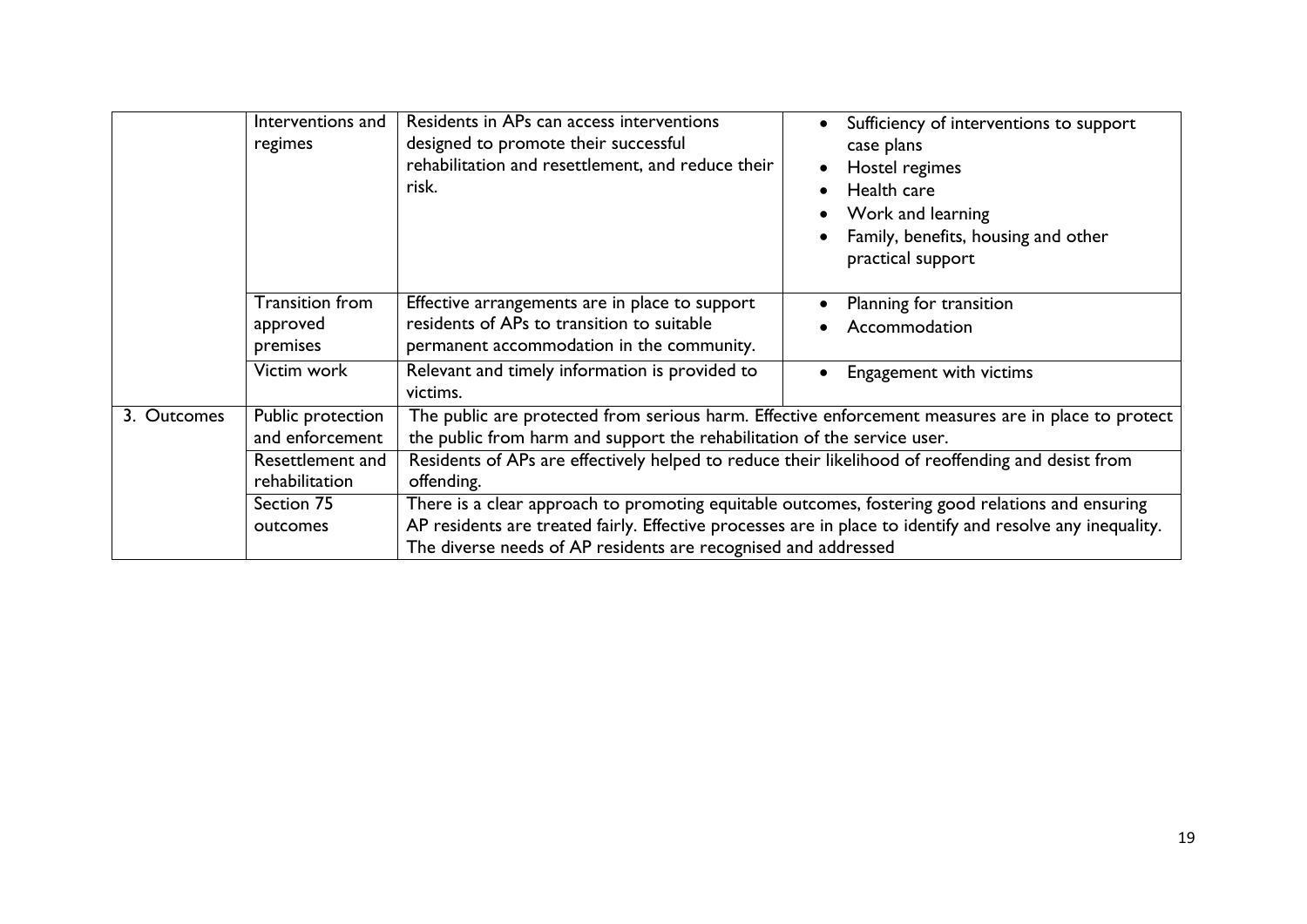| | | | |
|---|---|---|---|
| | Interventions and regimes | Residents in APs can access interventions designed to promote their successful rehabilitation and resettlement, and reduce their risk. | • Sufficiency of interventions to support case plans<br>• Hostel regimes<br>• Health care<br>• Work and learning<br>• Family, benefits, housing and other practical support |
| | Transition from approved premises | Effective arrangements are in place to support residents of APs to transition to suitable permanent accommodation in the community. | • Planning for transition<br>• Accommodation |
| | Victim work | Relevant and timely information is provided to victims. | • Engagement with victims |
| 3. Outcomes | Public protection and enforcement | The public are protected from serious harm. Effective enforcement measures are in place to protect the public from harm and support the rehabilitation of the service user. | |
| | Resettlement and rehabilitation | Residents of APs are effectively helped to reduce their likelihood of reoffending and desist from offending. | |
| | Section 75 outcomes | There is a clear approach to promoting equitable outcomes, fostering good relations and ensuring AP residents are treated fairly. Effective processes are in place to identify and resolve any inequality. The diverse needs of AP residents are recognised and addressed | |